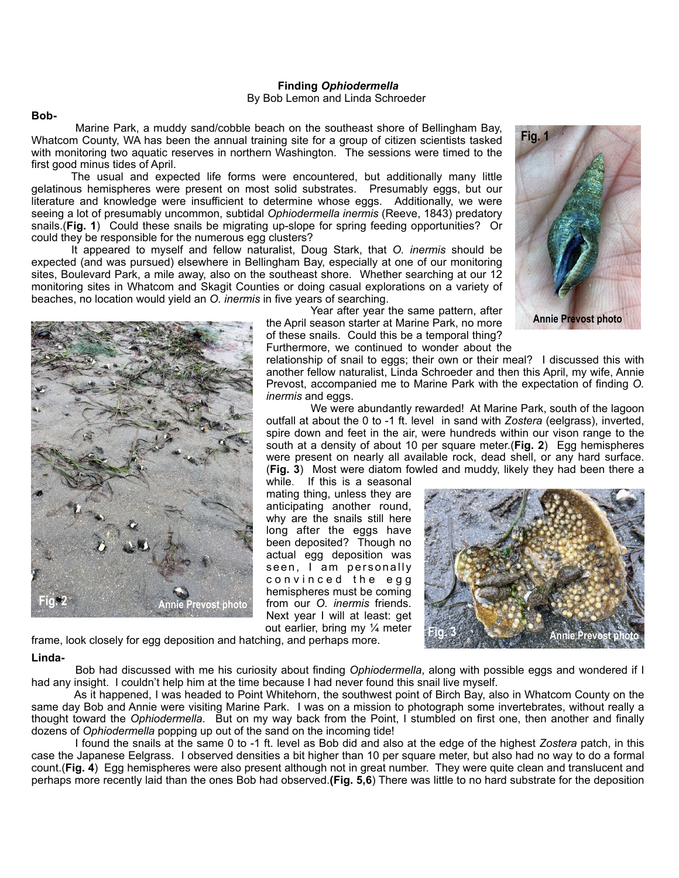**Finding *Ophiodermella***

By Bob Lemon and Linda Schroeder

**Bob-**

Marine Park, a muddy sand/cobble beach on the southeast shore of Bellingham Bay, Whatcom County, WA has been the annual training site for a group of citizen scientists tasked with monitoring two aquatic reserves in northern Washington. The sessions were timed to the first good minus tides of April.

The usual and expected life forms were encountered, but additionally many little gelatinous hemispheres were present on most solid substrates. Presumably eggs, but our literature and knowledge were insufficient to determine whose eggs. Additionally, we were seeing a lot of presumably uncommon, subtidal *Ophiodermella inermis* (Reeve, 1843) predatory snails.(**Fig. 1**) Could these snails be migrating up-slope for spring feeding opportunities? Or could they be responsible for the numerous egg clusters?

It appeared to myself and fellow naturalist, Doug Stark, that *O. inermis* should be expected (and was pursued) elsewhere in Bellingham Bay, especially at one of our monitoring sites, Boulevard Park, a mile away, also on the southeast shore. Whether searching at our 12 monitoring sites in Whatcom and Skagit Counties or doing casual explorations on a variety of beaches, no location would yield an *O. inermis* in five years of searching.

Fig. 1 Annie Prevost photo

Year after year the same pattern, after the April season starter at Marine Park, no more of these snails. Could this be a temporal thing? Furthermore, we continued to wonder about the relationship of snail to eggs; their own or their meal? I discussed this with another fellow naturalist, Linda Schroeder and then this April, my wife, Annie Prevost, accompanied me to Marine Park with the expectation of finding *O. inermis* and eggs.

We were abundantly rewarded! At Marine Park, south of the lagoon outfall at about the 0 to -1 ft. level in sand with *Zostera* (eelgrass), inverted, spire down and feet in the air, were hundreds within our vison range to the south at a density of about 10 per square meter.(**Fig. 2**) Egg hemispheres were present on nearly all available rock, dead shell, or any hard surface. (**Fig. 3**) Most were diatom fowled and muddy, likely they had been there a while. If this is a seasonal mating thing, unless they are anticipating another round, why are the snails still here long after the eggs have been deposited? Though no actual egg deposition was seen, I am personally convinced the egg hemispheres must be coming from our *O. inermis* friends. Next year I will at least: get out earlier, bring my ¼ meter frame, look closely for egg deposition and hatching, and perhaps more.

Fig. 2 Annie Prevost photo

Fig. 3 Annie Prevost photo

**Linda-**

Bob had discussed with me his curiosity about finding *Ophiodermella*, along with possible eggs and wondered if I had any insight. I couldn't help him at the time because I had never found this snail live myself.

As it happened, I was headed to Point Whitehorn, the southwest point of Birch Bay, also in Whatcom County on the same day Bob and Annie were visiting Marine Park. I was on a mission to photograph some invertebrates, without really a thought toward the *Ophiodermella*. But on my way back from the Point, I stumbled on first one, then another and finally dozens of *Ophiodermella* popping up out of the sand on the incoming tide!

I found the snails at the same 0 to -1 ft. level as Bob did and also at the edge of the highest *Zostera* patch, in this case the Japanese Eelgrass. I observed densities a bit higher than 10 per square meter, but also had no way to do a formal count.(**Fig. 4**) Egg hemispheres were also present although not in great number. They were quite clean and translucent and perhaps more recently laid than the ones Bob had observed.**(Fig. 5,6**) There was little to no hard substrate for the deposition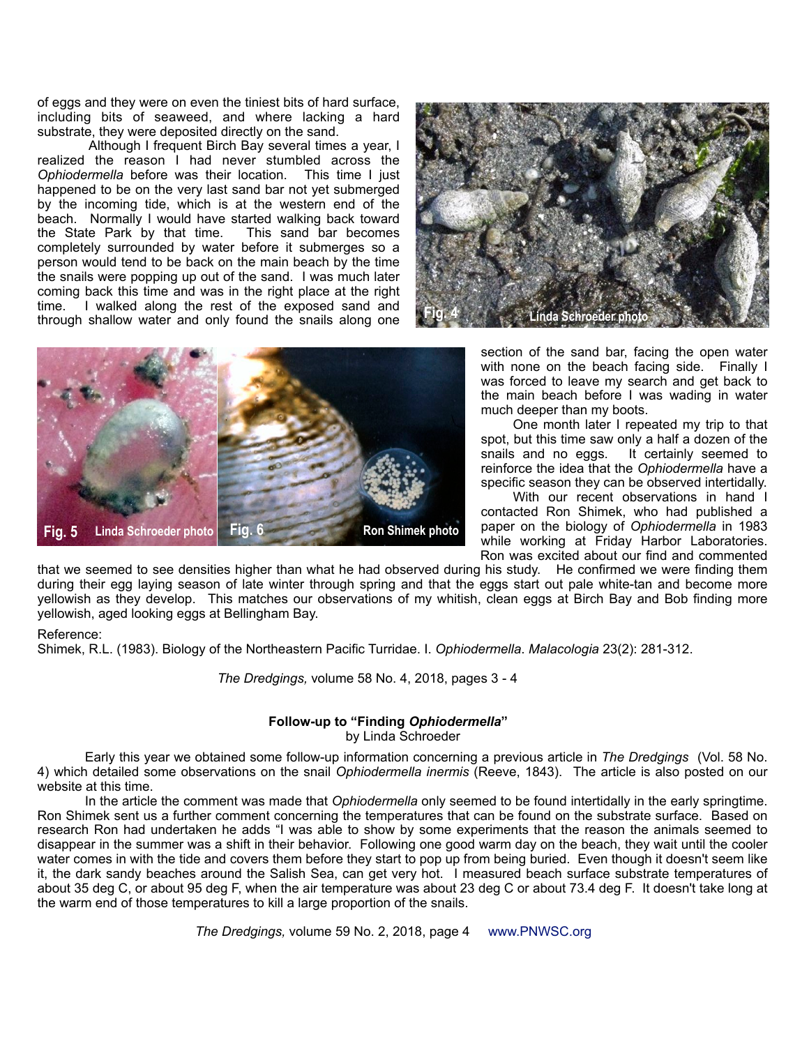of eggs and they were on even the tiniest bits of hard surface, including bits of seaweed, and where lacking a hard substrate, they were deposited directly on the sand.

Although I frequent Birch Bay several times a year, I realized the reason I had never stumbled across the *Ophiodermella* before was their location. This time I just happened to be on the very last sand bar not yet submerged by the incoming tide, which is at the western end of the beach. Normally I would have started walking back toward the State Park by that time. This sand bar becomes completely surrounded by water before it submerges so a person would tend to be back on the main beach by the time the snails were popping up out of the sand. I was much later coming back this time and was in the right place at the right time. I walked along the rest of the exposed sand and through shallow water and only found the snails along one section of the sand bar, facing the open water with none on the beach facing side. Finally I was forced to leave my search and get back to the main beach before I was wading in water much deeper than my boots.

Fig. 4 Linda Schroeder photo

Fig. 5 Linda Schroeder photo

Fig. 6 Ron Shimek photo

One month later I repeated my trip to that spot, but this time saw only a half a dozen of the snails and no eggs. It certainly seemed to reinforce the idea that the *Ophiodermella* have a specific season they can be observed intertidally.

With our recent observations in hand I contacted Ron Shimek, who had published a paper on the biology of *Ophiodermella* in 1983 while working at Friday Harbor Laboratories. Ron was excited about our find and commented that we seemed to see densities higher than what he had observed during his study. He confirmed we were finding them during their egg laying season of late winter through spring and that the eggs start out pale white-tan and become more yellowish as they develop. This matches our observations of my whitish, clean eggs at Birch Bay and Bob finding more yellowish, aged looking eggs at Bellingham Bay.

Reference:
Shimek, R.L. (1983). Biology of the Northeastern Pacific Turridae. I. *Ophiodermella*. *Malacologia* 23(2): 281-312.

*The Dredgings,* volume 58 No. 4, 2018, pages 3 - 4

## Follow-up to "Finding *Ophiodermella*"

by Linda Schroeder

Early this year we obtained some follow-up information concerning a previous article in *The Dredgings* (Vol. 58 No. 4) which detailed some observations on the snail *Ophiodermella inermis* (Reeve, 1843). The article is also posted on our website at this time.

In the article the comment was made that *Ophiodermella* only seemed to be found intertidally in the early springtime. Ron Shimek sent us a further comment concerning the temperatures that can be found on the substrate surface. Based on research Ron had undertaken he adds "I was able to show by some experiments that the reason the animals seemed to disappear in the summer was a shift in their behavior. Following one good warm day on the beach, they wait until the cooler water comes in with the tide and covers them before they start to pop up from being buried. Even though it doesn't seem like it, the dark sandy beaches around the Salish Sea, can get very hot. I measured beach surface substrate temperatures of about 35 deg C, or about 95 deg F, when the air temperature was about 23 deg C or about 73.4 deg F. It doesn't take long at the warm end of those temperatures to kill a large proportion of the snails.

*The Dredgings,* volume 59 No. 2, 2018, page 4 www.PNWSC.org